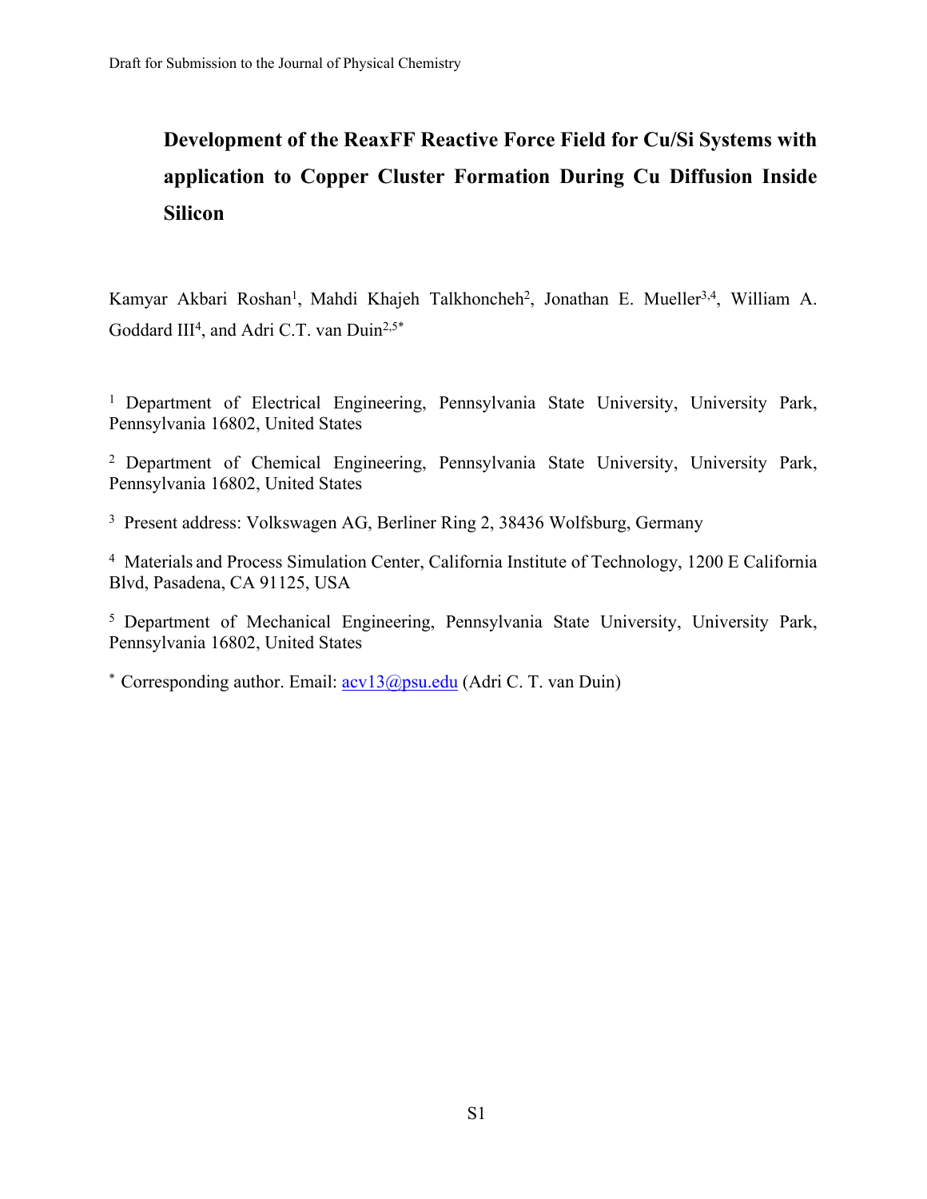# Development of the ReaxFF Reactive Force Field for Cu/Si Systems with application to Copper Cluster Formation During Cu Diffusion Inside Silicon

Kamyar Akbari Roshan[1], Mahdi Khajeh Talkhoncheh[2], Jonathan E. Mueller[3,4], William A. Goddard III[4], and Adri C.T. van Duin[2,5*]

[1] Department of Electrical Engineering, Pennsylvania State University, University Park, Pennsylvania 16802, United States

[2] Department of Chemical Engineering, Pennsylvania State University, University Park, Pennsylvania 16802, United States

[3] Present address: Volkswagen AG, Berliner Ring 2, 38436 Wolfsburg, Germany

[4] Materials and Process Simulation Center, California Institute of Technology, 1200 E California Blvd, Pasadena, CA 91125, USA

[5] Department of Mechanical Engineering, Pennsylvania State University, University Park, Pennsylvania 16802, United States

[*] Corresponding author. Email: acv13@psu.edu (Adri C. T. van Duin)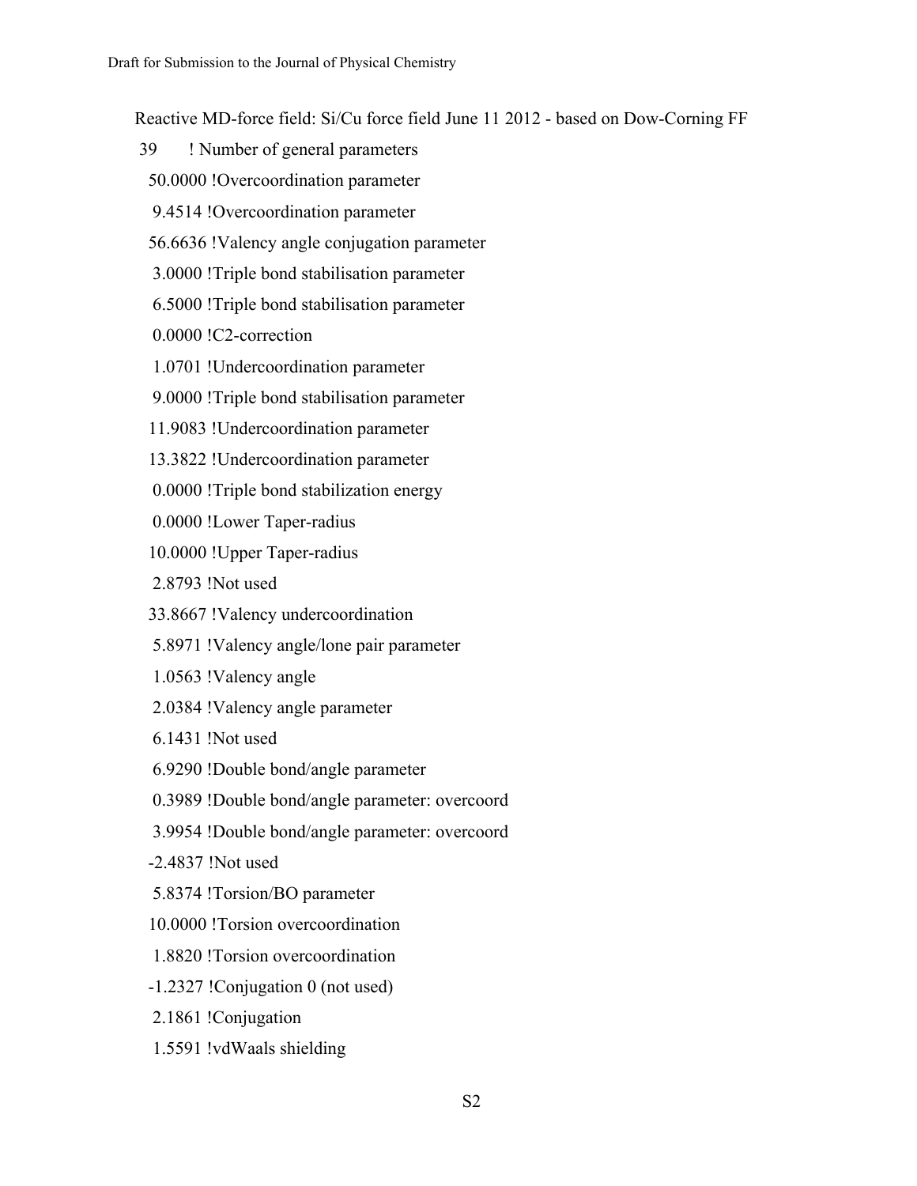Reactive MD-force field: Si/Cu force field June 11 2012 - based on Dow-Corning FF

```
 39       ! Number of general parameters
  50.0000 !Overcoordination parameter
   9.4514 !Overcoordination parameter
  56.6636 !Valency angle conjugation parameter
   3.0000 !Triple bond stabilisation parameter
   6.5000 !Triple bond stabilisation parameter
   0.0000 !C2-correction
   1.0701 !Undercoordination parameter
   9.0000 !Triple bond stabilisation parameter
  11.9083 !Undercoordination parameter
  13.3822 !Undercoordination parameter
   0.0000 !Triple bond stabilization energy
   0.0000 !Lower Taper-radius
  10.0000 !Upper Taper-radius
   2.8793 !Not used
  33.8667 !Valency undercoordination
   5.8971 !Valency angle/lone pair parameter
   1.0563 !Valency angle
   2.0384 !Valency angle parameter
   6.1431 !Not used
   6.9290 !Double bond/angle parameter
   0.3989 !Double bond/angle parameter: overcoord
   3.9954 !Double bond/angle parameter: overcoord
  -2.4837 !Not used
   5.8374 !Torsion/BO parameter
  10.0000 !Torsion overcoordination
   1.8820 !Torsion overcoordination
  -1.2327 !Conjugation 0 (not used)
   2.1861 !Conjugation
   1.5591 !vdWaals shielding
```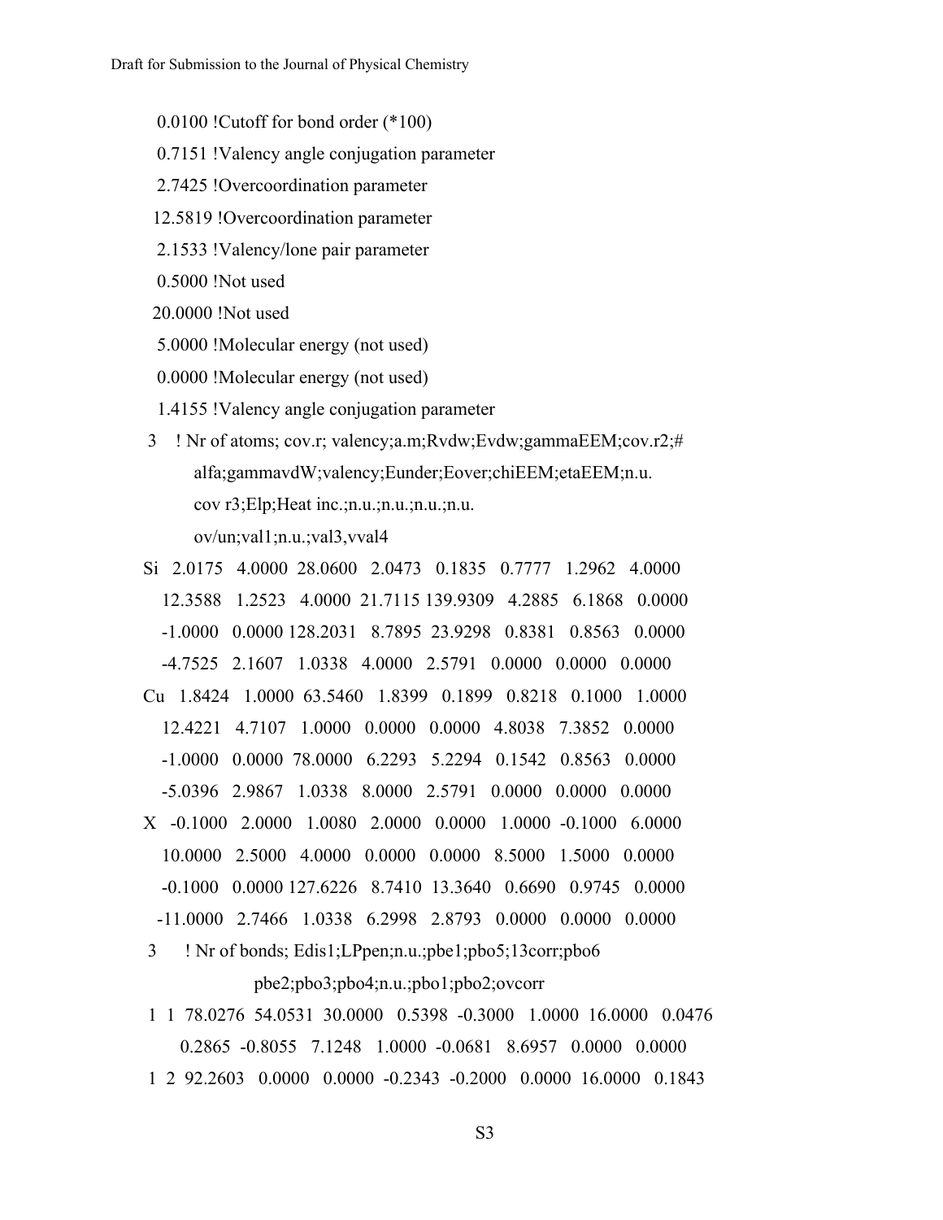```
  0.0100 !Cutoff for bond order (*100)
  0.7151 !Valency angle conjugation parameter
  2.7425 !Overcoordination parameter
 12.5819 !Overcoordination parameter
  2.1533 !Valency/lone pair parameter
  0.5000 !Not used
 20.0000 !Not used
  5.0000 !Molecular energy (not used)
  0.0000 !Molecular energy (not used)
  1.4155 !Valency angle conjugation parameter
 3    ! Nr of atoms; cov.r; valency;a.m;Rvdw;Evdw;gammaEEM;cov.r2;#
        alfa;gammavdW;valency;Eunder;Eover;chiEEM;etaEEM;n.u.
        cov r3;Elp;Heat inc.;n.u.;n.u.;n.u.;n.u.
        ov/un;val1;n.u.;val3,vval4
Si   2.0175   4.0000  28.0600   2.0473   0.1835   0.7777   1.2962   4.0000
    12.3588   1.2523   4.0000  21.7115 139.9309   4.2885   6.1868   0.0000
    -1.0000   0.0000 128.2031   8.7895  23.9298   0.8381   0.8563   0.0000
    -4.7525   2.1607   1.0338   4.0000   2.5791   0.0000   0.0000   0.0000
Cu   1.8424   1.0000  63.5460   1.8399   0.1899   0.8218   0.1000   1.0000
    12.4221   4.7107   1.0000   0.0000   0.0000   4.8038   7.3852   0.0000
    -1.0000   0.0000  78.0000   6.2293   5.2294   0.1542   0.8563   0.0000
    -5.0396   2.9867   1.0338   8.0000   2.5791   0.0000   0.0000   0.0000
X   -0.1000   2.0000   1.0080   2.0000   0.0000   1.0000  -0.1000   6.0000
    10.0000   2.5000   4.0000   0.0000   0.0000   8.5000   1.5000   0.0000
    -0.1000   0.0000 127.6226   8.7410  13.3640   0.6690   0.9745   0.0000
   -11.0000   2.7466   1.0338   6.2998   2.8793   0.0000   0.0000   0.0000
 3      ! Nr of bonds; Edis1;LPpen;n.u.;pbe1;pbo5;13corr;pbo6
                      pbe2;pbo3;pbo4;n.u.;pbo1;pbo2;ovcorr
 1  1  78.0276  54.0531  30.0000   0.5398  -0.3000   1.0000  16.0000   0.0476
        0.2865  -0.8055   7.1248   1.0000  -0.0681   8.6957   0.0000   0.0000
 1  2  92.2603   0.0000   0.0000  -0.2343  -0.2000   0.0000  16.0000   0.1843
```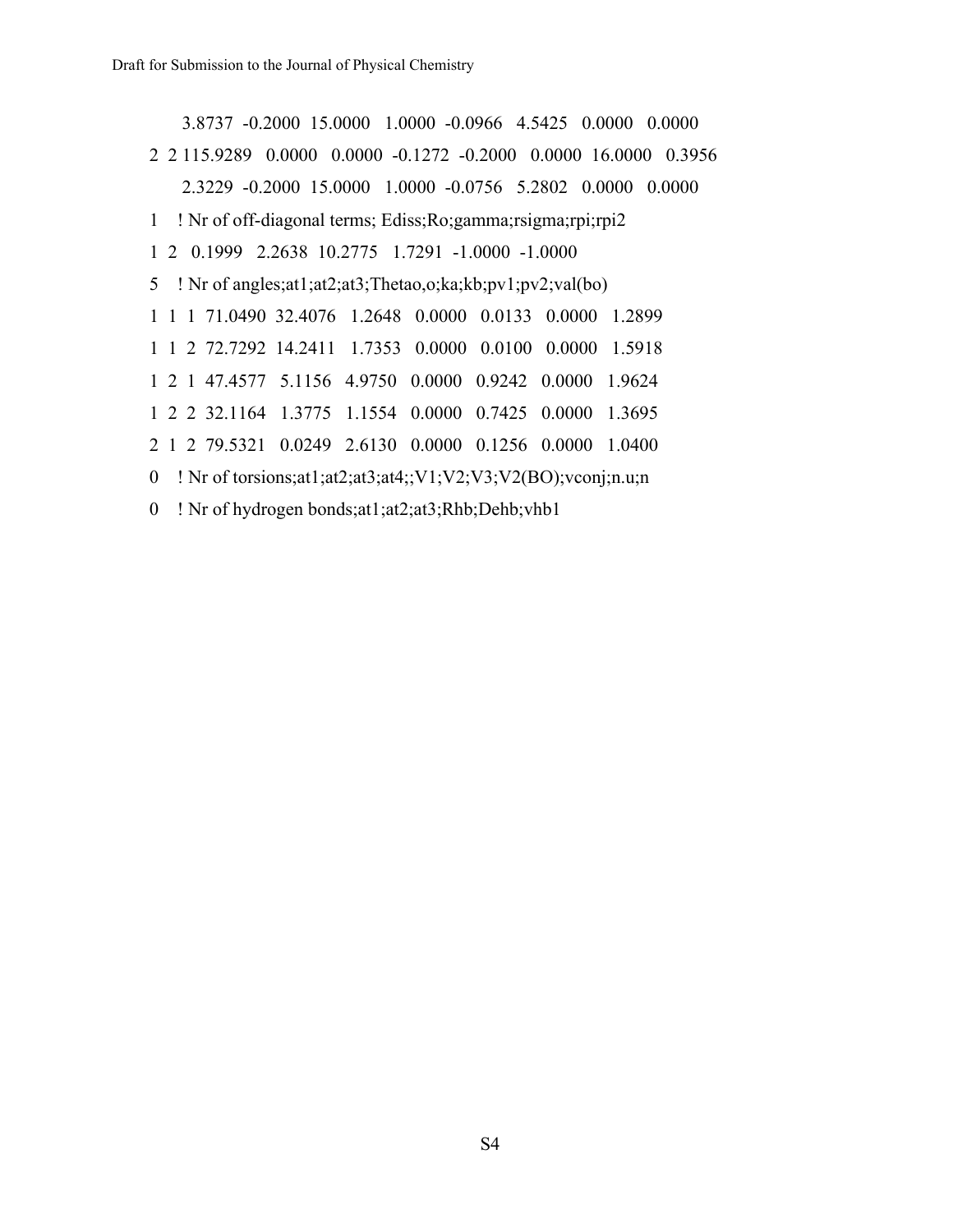```
     3.8737  -0.2000  15.0000   1.0000  -0.0966   4.5425   0.0000   0.0000
 2  2 115.9289   0.0000   0.0000  -0.1272  -0.2000   0.0000  16.0000   0.3956
     2.3229  -0.2000  15.0000   1.0000  -0.0756   5.2802   0.0000   0.0000
 1    ! Nr of off-diagonal terms; Ediss;Ro;gamma;rsigma;rpi;rpi2
 1  2   0.1999   2.2638  10.2775   1.7291  -1.0000  -1.0000
 5    ! Nr of angles;at1;at2;at3;Thetao,o;ka;kb;pv1;pv2;val(bo)
 1  1  1  71.0490  32.4076   1.2648   0.0000   0.0133   0.0000   1.2899
 1  1  2  72.7292  14.2411   1.7353   0.0000   0.0100   0.0000   1.5918
 1  2  1  47.4577   5.1156   4.9750   0.0000   0.9242   0.0000   1.9624
 1  2  2  32.1164   1.3775   1.1554   0.0000   0.7425   0.0000   1.3695
 2  1  2  79.5321   0.0249   2.6130   0.0000   0.1256   0.0000   1.0400
 0    ! Nr of torsions;at1;at2;at3;at4;;V1;V2;V3;V2(BO);vconj;n.u;n
 0    ! Nr of hydrogen bonds;at1;at2;at3;Rhb;Dehb;vhb1
```